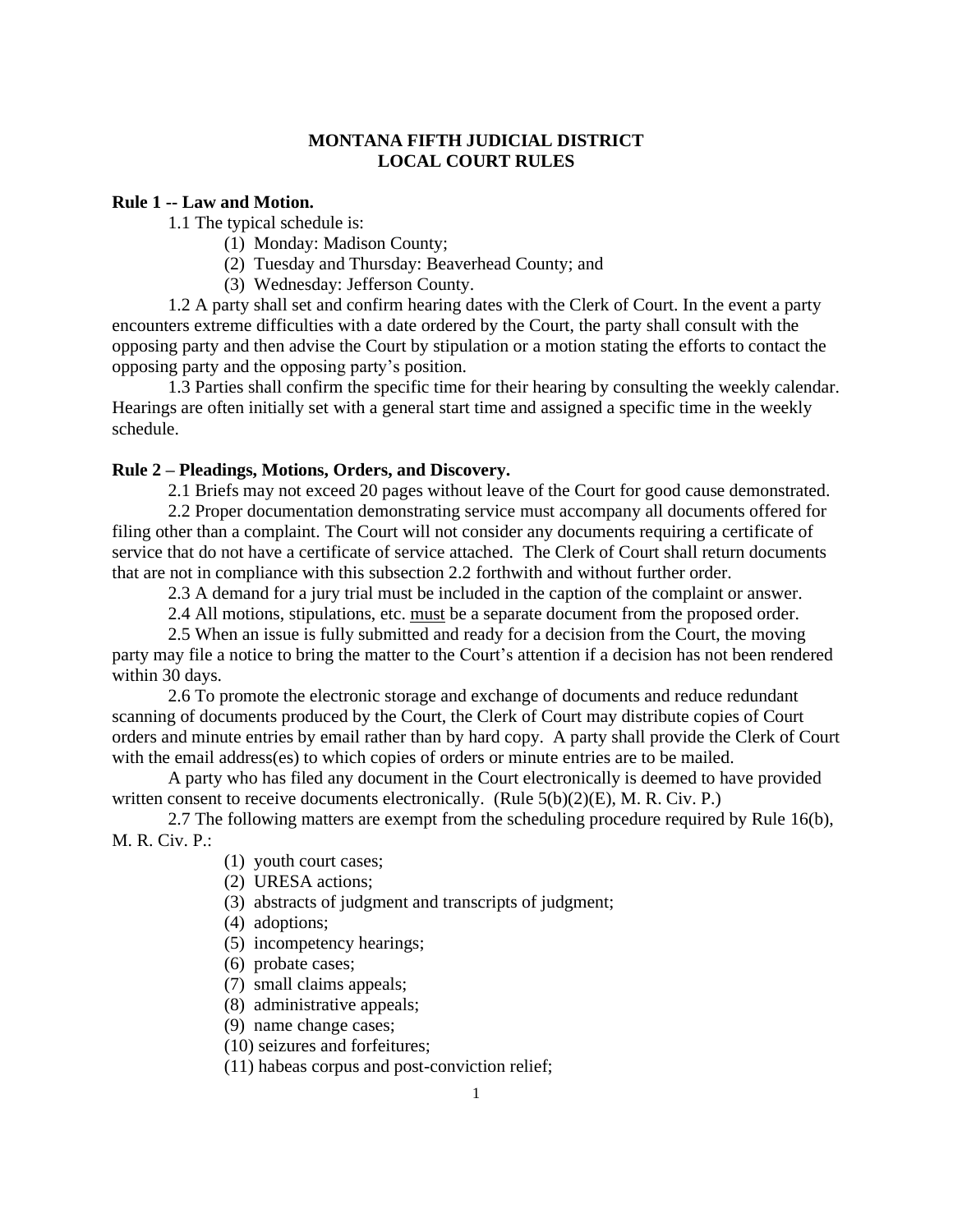# MONTANA FIFTH JUDICIAL DISTRICT
# LOCAL COURT RULES

**Rule 1 -- Law and Motion.**

1.1 The typical schedule is:

(1) Monday: Madison County;
(2) Tuesday and Thursday: Beaverhead County; and
(3) Wednesday: Jefferson County.

1.2 A party shall set and confirm hearing dates with the Clerk of Court. In the event a party encounters extreme difficulties with a date ordered by the Court, the party shall consult with the opposing party and then advise the Court by stipulation or a motion stating the efforts to contact the opposing party and the opposing party's position.

1.3 Parties shall confirm the specific time for their hearing by consulting the weekly calendar. Hearings are often initially set with a general start time and assigned a specific time in the weekly schedule.

**Rule 2 – Pleadings, Motions, Orders, and Discovery.**

2.1 Briefs may not exceed 20 pages without leave of the Court for good cause demonstrated.

2.2 Proper documentation demonstrating service must accompany all documents offered for filing other than a complaint. The Court will not consider any documents requiring a certificate of service that do not have a certificate of service attached. The Clerk of Court shall return documents that are not in compliance with this subsection 2.2 forthwith and without further order.

2.3 A demand for a jury trial must be included in the caption of the complaint or answer.

2.4 All motions, stipulations, etc. <u>must</u> be a separate document from the proposed order.

2.5 When an issue is fully submitted and ready for a decision from the Court, the moving party may file a notice to bring the matter to the Court's attention if a decision has not been rendered within 30 days.

2.6 To promote the electronic storage and exchange of documents and reduce redundant scanning of documents produced by the Court, the Clerk of Court may distribute copies of Court orders and minute entries by email rather than by hard copy. A party shall provide the Clerk of Court with the email address(es) to which copies of orders or minute entries are to be mailed.

A party who has filed any document in the Court electronically is deemed to have provided written consent to receive documents electronically. (Rule 5(b)(2)(E), M. R. Civ. P.)

2.7 The following matters are exempt from the scheduling procedure required by Rule 16(b), M. R. Civ. P.:

(1) youth court cases;
(2) URESA actions;
(3) abstracts of judgment and transcripts of judgment;
(4) adoptions;
(5) incompetency hearings;
(6) probate cases;
(7) small claims appeals;
(8) administrative appeals;
(9) name change cases;
(10) seizures and forfeitures;
(11) habeas corpus and post-conviction relief;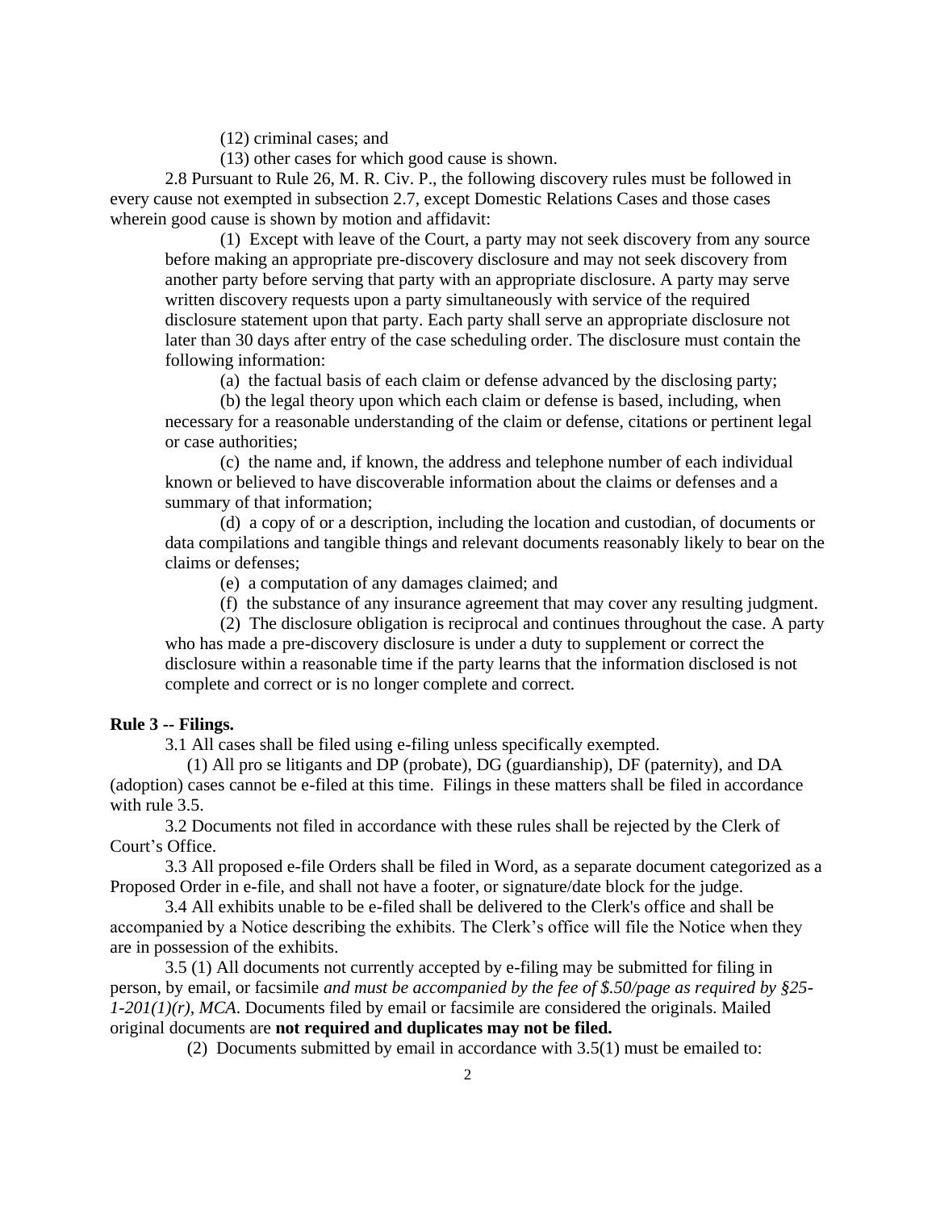(12) criminal cases; and

(13) other cases for which good cause is shown.

2.8 Pursuant to Rule 26, M. R. Civ. P., the following discovery rules must be followed in every cause not exempted in subsection 2.7, except Domestic Relations Cases and those cases wherein good cause is shown by motion and affidavit:

(1) Except with leave of the Court, a party may not seek discovery from any source before making an appropriate pre-discovery disclosure and may not seek discovery from another party before serving that party with an appropriate disclosure. A party may serve written discovery requests upon a party simultaneously with service of the required disclosure statement upon that party. Each party shall serve an appropriate disclosure not later than 30 days after entry of the case scheduling order. The disclosure must contain the following information:

(a) the factual basis of each claim or defense advanced by the disclosing party;

(b) the legal theory upon which each claim or defense is based, including, when necessary for a reasonable understanding of the claim or defense, citations or pertinent legal or case authorities;

(c) the name and, if known, the address and telephone number of each individual known or believed to have discoverable information about the claims or defenses and a summary of that information;

(d) a copy of or a description, including the location and custodian, of documents or data compilations and tangible things and relevant documents reasonably likely to bear on the claims or defenses;

(e) a computation of any damages claimed; and

(f) the substance of any insurance agreement that may cover any resulting judgment.

(2) The disclosure obligation is reciprocal and continues throughout the case. A party who has made a pre-discovery disclosure is under a duty to supplement or correct the disclosure within a reasonable time if the party learns that the information disclosed is not complete and correct or is no longer complete and correct.

**Rule 3 -- Filings.**

3.1 All cases shall be filed using e-filing unless specifically exempted.

(1) All pro se litigants and DP (probate), DG (guardianship), DF (paternity), and DA (adoption) cases cannot be e-filed at this time. Filings in these matters shall be filed in accordance with rule 3.5.

3.2 Documents not filed in accordance with these rules shall be rejected by the Clerk of Court's Office.

3.3 All proposed e-file Orders shall be filed in Word, as a separate document categorized as a Proposed Order in e-file, and shall not have a footer, or signature/date block for the judge.

3.4 All exhibits unable to be e-filed shall be delivered to the Clerk's office and shall be accompanied by a Notice describing the exhibits. The Clerk's office will file the Notice when they are in possession of the exhibits.

3.5 (1) All documents not currently accepted by e-filing may be submitted for filing in person, by email, or facsimile *and must be accompanied by the fee of $.50/page as required by §25-1-201(1)(r), MCA*. Documents filed by email or facsimile are considered the originals. Mailed original documents are **not required and duplicates may not be filed.**

(2) Documents submitted by email in accordance with 3.5(1) must be emailed to: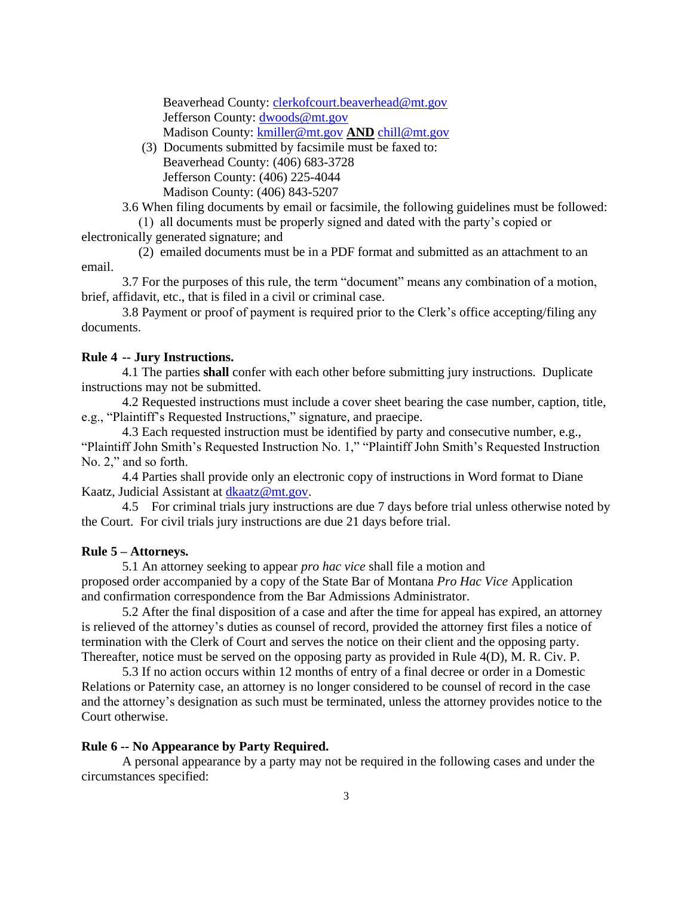Beaverhead County: clerkofcourt.beaverhead@mt.gov
Jefferson County: dwoods@mt.gov
Madison County: kmiller@mt.gov **AND** chill@mt.gov

(3) Documents submitted by facsimile must be faxed to:
Beaverhead County: (406) 683-3728
Jefferson County: (406) 225-4044
Madison County: (406) 843-5207

3.6 When filing documents by email or facsimile, the following guidelines must be followed:

(1) all documents must be properly signed and dated with the party's copied or electronically generated signature; and

(2) emailed documents must be in a PDF format and submitted as an attachment to an email.

3.7 For the purposes of this rule, the term "document" means any combination of a motion, brief, affidavit, etc., that is filed in a civil or criminal case.

3.8 Payment or proof of payment is required prior to the Clerk's office accepting/filing any documents.

**Rule 4 -- Jury Instructions.**

4.1 The parties **shall** confer with each other before submitting jury instructions. Duplicate instructions may not be submitted.

4.2 Requested instructions must include a cover sheet bearing the case number, caption, title, e.g., "Plaintiff's Requested Instructions," signature, and praecipe.

4.3 Each requested instruction must be identified by party and consecutive number, e.g., "Plaintiff John Smith's Requested Instruction No. 1," "Plaintiff John Smith's Requested Instruction No. 2," and so forth.

4.4 Parties shall provide only an electronic copy of instructions in Word format to Diane Kaatz, Judicial Assistant at dkaatz@mt.gov.

4.5 For criminal trials jury instructions are due 7 days before trial unless otherwise noted by the Court. For civil trials jury instructions are due 21 days before trial.

**Rule 5 – Attorneys.**

5.1 An attorney seeking to appear *pro hac vice* shall file a motion and proposed order accompanied by a copy of the State Bar of Montana *Pro Hac Vice* Application and confirmation correspondence from the Bar Admissions Administrator.

5.2 After the final disposition of a case and after the time for appeal has expired, an attorney is relieved of the attorney's duties as counsel of record, provided the attorney first files a notice of termination with the Clerk of Court and serves the notice on their client and the opposing party. Thereafter, notice must be served on the opposing party as provided in Rule 4(D), M. R. Civ. P.

5.3 If no action occurs within 12 months of entry of a final decree or order in a Domestic Relations or Paternity case, an attorney is no longer considered to be counsel of record in the case and the attorney's designation as such must be terminated, unless the attorney provides notice to the Court otherwise.

**Rule 6 -- No Appearance by Party Required.**

A personal appearance by a party may not be required in the following cases and under the circumstances specified: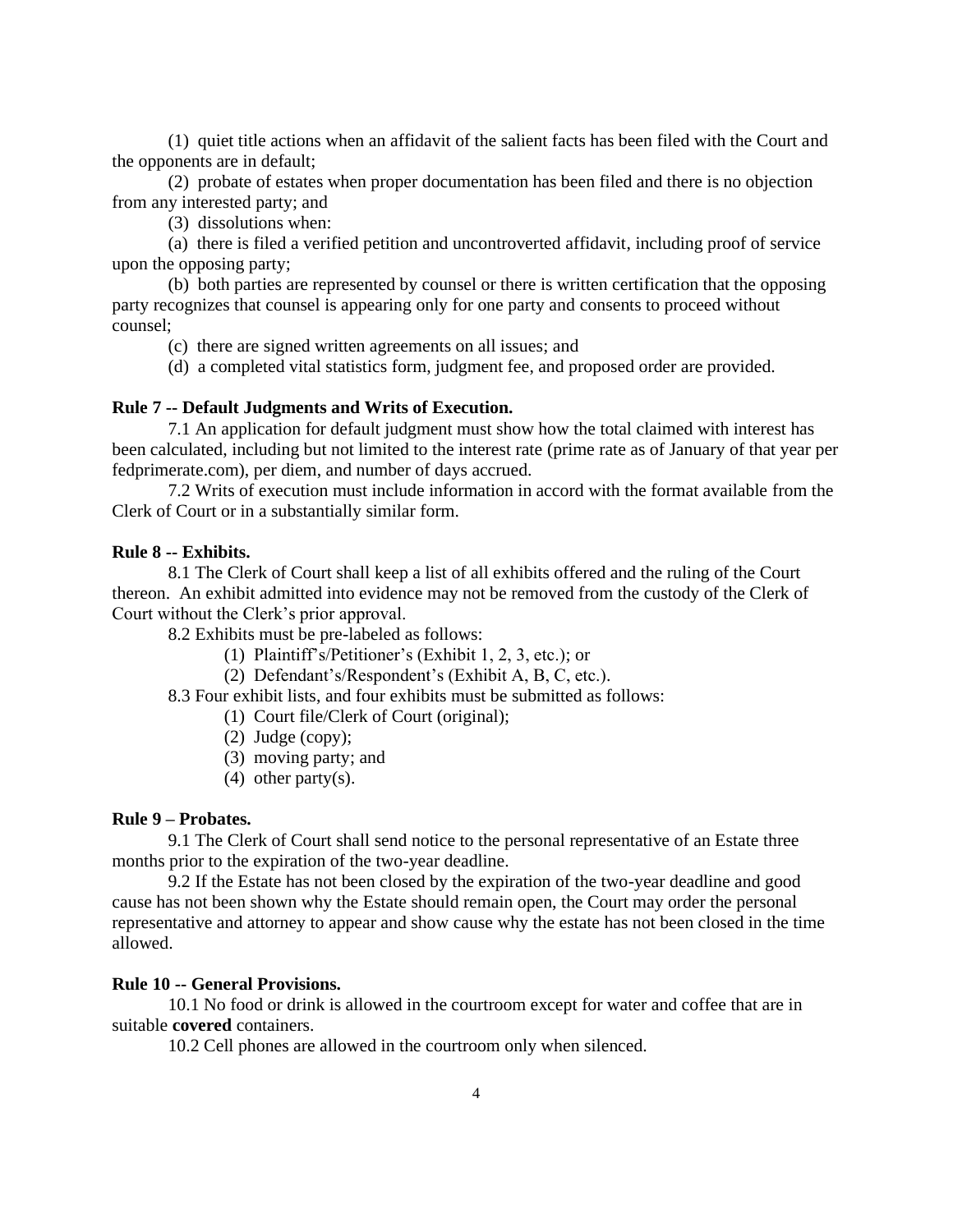(1) quiet title actions when an affidavit of the salient facts has been filed with the Court and the opponents are in default;

(2) probate of estates when proper documentation has been filed and there is no objection from any interested party; and

(3) dissolutions when:

(a) there is filed a verified petition and uncontroverted affidavit, including proof of service upon the opposing party;

(b) both parties are represented by counsel or there is written certification that the opposing party recognizes that counsel is appearing only for one party and consents to proceed without counsel;

(c) there are signed written agreements on all issues; and

(d) a completed vital statistics form, judgment fee, and proposed order are provided.

**Rule 7 -- Default Judgments and Writs of Execution.**

7.1 An application for default judgment must show how the total claimed with interest has been calculated, including but not limited to the interest rate (prime rate as of January of that year per fedprimerate.com), per diem, and number of days accrued.

7.2 Writs of execution must include information in accord with the format available from the Clerk of Court or in a substantially similar form.

**Rule 8 -- Exhibits.**

8.1 The Clerk of Court shall keep a list of all exhibits offered and the ruling of the Court thereon. An exhibit admitted into evidence may not be removed from the custody of the Clerk of Court without the Clerk's prior approval.

8.2 Exhibits must be pre-labeled as follows:

(1) Plaintiff's/Petitioner's (Exhibit 1, 2, 3, etc.); or

(2) Defendant's/Respondent's (Exhibit A, B, C, etc.).

8.3 Four exhibit lists, and four exhibits must be submitted as follows:

(1) Court file/Clerk of Court (original);

(2) Judge (copy);

(3) moving party; and

(4) other party(s).

**Rule 9 – Probates.**

9.1 The Clerk of Court shall send notice to the personal representative of an Estate three months prior to the expiration of the two-year deadline.

9.2 If the Estate has not been closed by the expiration of the two-year deadline and good cause has not been shown why the Estate should remain open, the Court may order the personal representative and attorney to appear and show cause why the estate has not been closed in the time allowed.

**Rule 10 -- General Provisions.**

10.1 No food or drink is allowed in the courtroom except for water and coffee that are in suitable **covered** containers.

10.2 Cell phones are allowed in the courtroom only when silenced.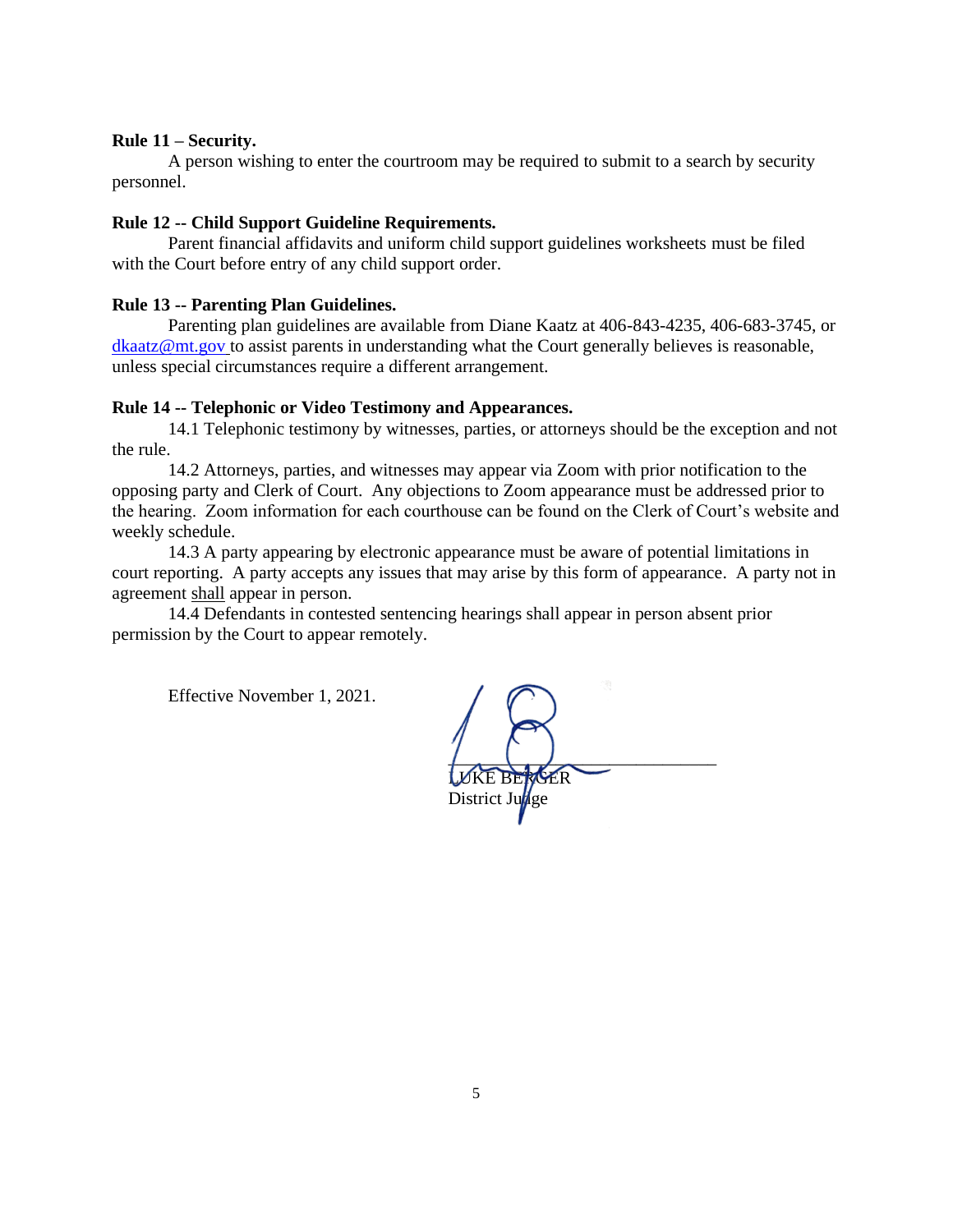**Rule 11 – Security.**

A person wishing to enter the courtroom may be required to submit to a search by security personnel.

**Rule 12 -- Child Support Guideline Requirements.**

Parent financial affidavits and uniform child support guidelines worksheets must be filed with the Court before entry of any child support order.

**Rule 13 -- Parenting Plan Guidelines.**

Parenting plan guidelines are available from Diane Kaatz at 406-843-4235, 406-683-3745, or dkaatz@mt.gov to assist parents in understanding what the Court generally believes is reasonable, unless special circumstances require a different arrangement.

**Rule 14 -- Telephonic or Video Testimony and Appearances.**

14.1 Telephonic testimony by witnesses, parties, or attorneys should be the exception and not the rule.

14.2 Attorneys, parties, and witnesses may appear via Zoom with prior notification to the opposing party and Clerk of Court. Any objections to Zoom appearance must be addressed prior to the hearing. Zoom information for each courthouse can be found on the Clerk of Court's website and weekly schedule.

14.3 A party appearing by electronic appearance must be aware of potential limitations in court reporting. A party accepts any issues that may arise by this form of appearance. A party not in agreement shall appear in person.

14.4 Defendants in contested sentencing hearings shall appear in person absent prior permission by the Court to appear remotely.

Effective November 1, 2021.

\_\_\_\_\_\_\_\_\_\_\_\_\_\_\_\_\_\_\_\_\_\_\_\_\_\_\_\_\_\_
LUKE BERGER
District Judge